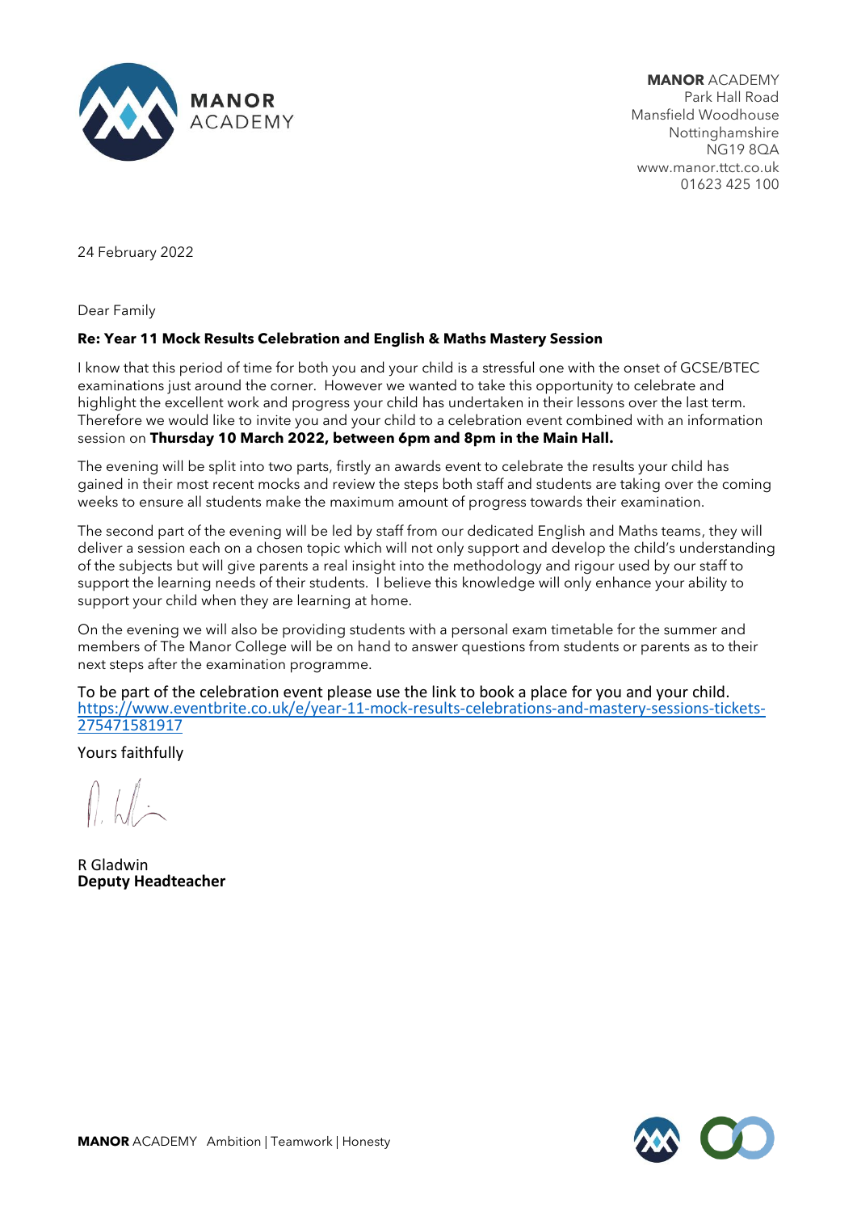**MANOR** ACADEMY
Park Hall Road
Mansfield Woodhouse
Nottinghamshire
NG19 8QA
www.manor.ttct.co.uk
01623 425 100

24 February 2022

Dear Family

**Re: Year 11 Mock Results Celebration and English & Maths Mastery Session**

I know that this period of time for both you and your child is a stressful one with the onset of GCSE/BTEC examinations just around the corner. However we wanted to take this opportunity to celebrate and highlight the excellent work and progress your child has undertaken in their lessons over the last term. Therefore we would like to invite you and your child to a celebration event combined with an information session on **Thursday 10 March 2022, between 6pm and 8pm in the Main Hall.**

The evening will be split into two parts, firstly an awards event to celebrate the results your child has gained in their most recent mocks and review the steps both staff and students are taking over the coming weeks to ensure all students make the maximum amount of progress towards their examination.

The second part of the evening will be led by staff from our dedicated English and Maths teams, they will deliver a session each on a chosen topic which will not only support and develop the child's understanding of the subjects but will give parents a real insight into the methodology and rigour used by our staff to support the learning needs of their students. I believe this knowledge will only enhance your ability to support your child when they are learning at home.

On the evening we will also be providing students with a personal exam timetable for the summer and members of The Manor College will be on hand to answer questions from students or parents as to their next steps after the examination programme.

To be part of the celebration event please use the link to book a place for you and your child.
https://www.eventbrite.co.uk/e/year-11-mock-results-celebrations-and-mastery-sessions-tickets-275471581917

Yours faithfully

R Gladwin
**Deputy Headteacher**

**MANOR** ACADEMY Ambition | Teamwork | Honesty